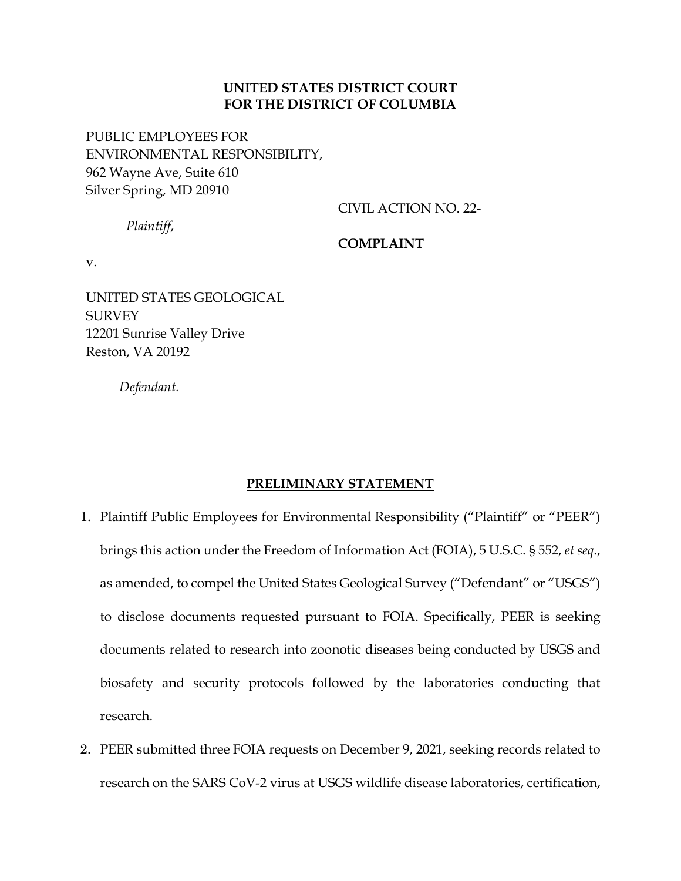**UNITED STATES DISTRICT COURT**
**FOR THE DISTRICT OF COLUMBIA**

| | |
|---|---|
| PUBLIC EMPLOYEES FOR ENVIRONMENTAL RESPONSIBILITY,<br>962 Wayne Ave, Suite 610<br>Silver Spring, MD 20910<br><br>*Plaintiff*,<br><br>v.<br><br>UNITED STATES GEOLOGICAL SURVEY<br>12201 Sunrise Valley Drive<br>Reston, VA 20192<br><br>*Defendant.* | CIVIL ACTION NO. 22-<br><br>**COMPLAINT** |

## PRELIMINARY STATEMENT

1. Plaintiff Public Employees for Environmental Responsibility ("Plaintiff" or "PEER") brings this action under the Freedom of Information Act (FOIA), 5 U.S.C. § 552, *et seq.*, as amended, to compel the United States Geological Survey ("Defendant" or "USGS") to disclose documents requested pursuant to FOIA. Specifically, PEER is seeking documents related to research into zoonotic diseases being conducted by USGS and biosafety and security protocols followed by the laboratories conducting that research.

2. PEER submitted three FOIA requests on December 9, 2021, seeking records related to research on the SARS CoV-2 virus at USGS wildlife disease laboratories, certification,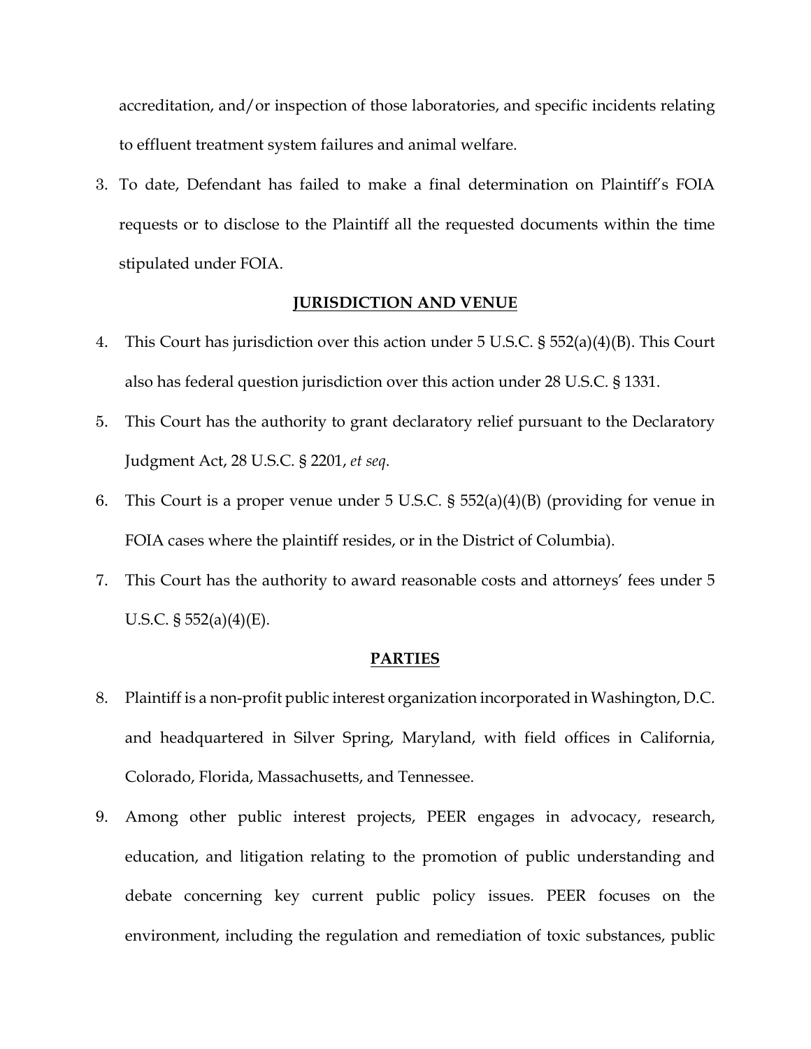accreditation, and/or inspection of those laboratories, and specific incidents relating to effluent treatment system failures and animal welfare.

3. To date, Defendant has failed to make a final determination on Plaintiff's FOIA requests or to disclose to the Plaintiff all the requested documents within the time stipulated under FOIA.

## JURISDICTION AND VENUE

4. This Court has jurisdiction over this action under 5 U.S.C. § 552(a)(4)(B). This Court also has federal question jurisdiction over this action under 28 U.S.C. § 1331.

5. This Court has the authority to grant declaratory relief pursuant to the Declaratory Judgment Act, 28 U.S.C. § 2201, *et seq*.

6. This Court is a proper venue under 5 U.S.C. § 552(a)(4)(B) (providing for venue in FOIA cases where the plaintiff resides, or in the District of Columbia).

7. This Court has the authority to award reasonable costs and attorneys' fees under 5 U.S.C. § 552(a)(4)(E).

## PARTIES

8. Plaintiff is a non-profit public interest organization incorporated in Washington, D.C. and headquartered in Silver Spring, Maryland, with field offices in California, Colorado, Florida, Massachusetts, and Tennessee.

9. Among other public interest projects, PEER engages in advocacy, research, education, and litigation relating to the promotion of public understanding and debate concerning key current public policy issues. PEER focuses on the environment, including the regulation and remediation of toxic substances, public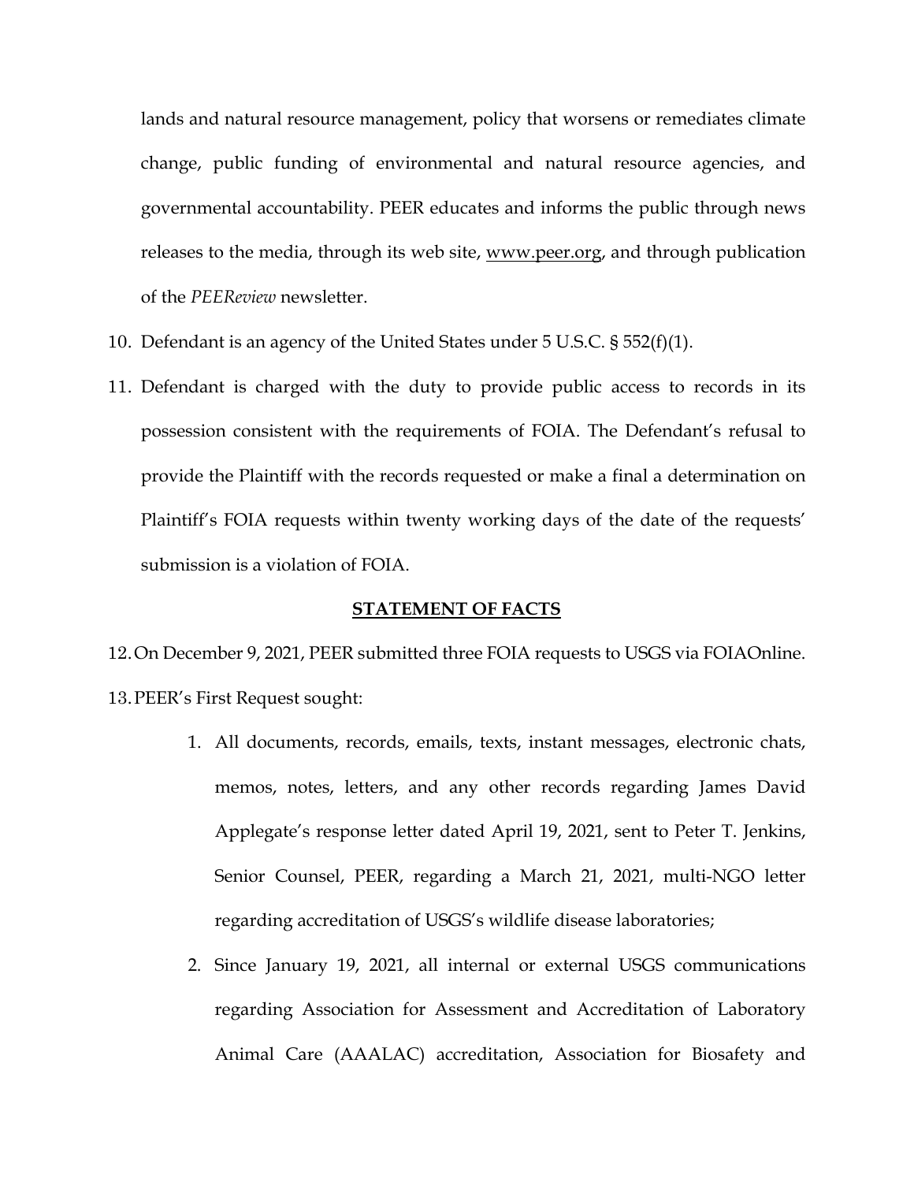lands and natural resource management, policy that worsens or remediates climate change, public funding of environmental and natural resource agencies, and governmental accountability. PEER educates and informs the public through news releases to the media, through its web site, www.peer.org, and through publication of the *PEEReview* newsletter.

10. Defendant is an agency of the United States under 5 U.S.C. § 552(f)(1).

11. Defendant is charged with the duty to provide public access to records in its possession consistent with the requirements of FOIA. The Defendant's refusal to provide the Plaintiff with the records requested or make a final a determination on Plaintiff's FOIA requests within twenty working days of the date of the requests' submission is a violation of FOIA.

## STATEMENT OF FACTS

12. On December 9, 2021, PEER submitted three FOIA requests to USGS via FOIAOnline.

13. PEER's First Request sought:

    1. All documents, records, emails, texts, instant messages, electronic chats, memos, notes, letters, and any other records regarding James David Applegate's response letter dated April 19, 2021, sent to Peter T. Jenkins, Senior Counsel, PEER, regarding a March 21, 2021, multi-NGO letter regarding accreditation of USGS's wildlife disease laboratories;

    2. Since January 19, 2021, all internal or external USGS communications regarding Association for Assessment and Accreditation of Laboratory Animal Care (AAALAC) accreditation, Association for Biosafety and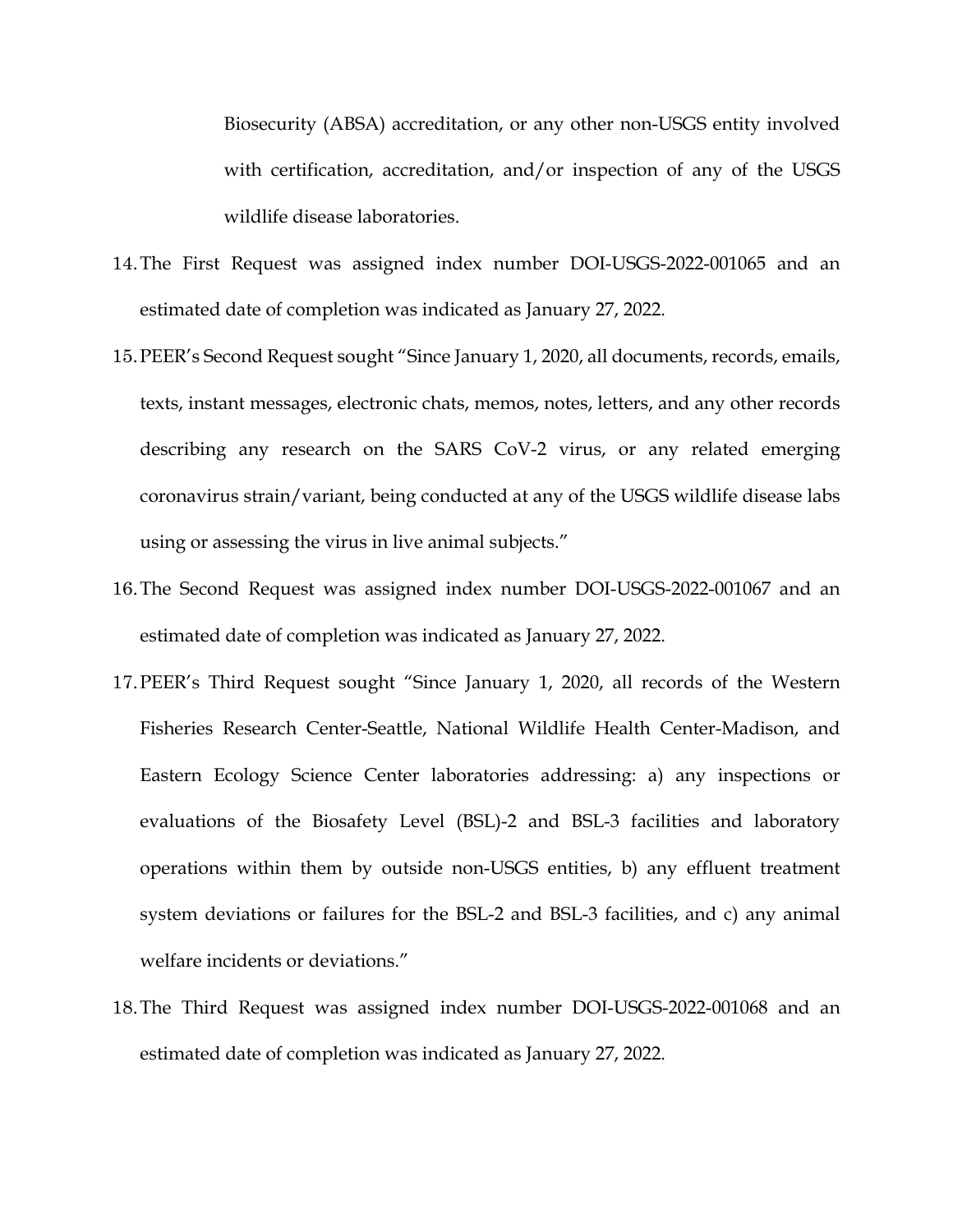Biosecurity (ABSA) accreditation, or any other non-USGS entity involved with certification, accreditation, and/or inspection of any of the USGS wildlife disease laboratories.

14. The First Request was assigned index number DOI-USGS-2022-001065 and an estimated date of completion was indicated as January 27, 2022.

15. PEER's Second Request sought "Since January 1, 2020, all documents, records, emails, texts, instant messages, electronic chats, memos, notes, letters, and any other records describing any research on the SARS CoV-2 virus, or any related emerging coronavirus strain/variant, being conducted at any of the USGS wildlife disease labs using or assessing the virus in live animal subjects."

16. The Second Request was assigned index number DOI-USGS-2022-001067 and an estimated date of completion was indicated as January 27, 2022.

17. PEER's Third Request sought "Since January 1, 2020, all records of the Western Fisheries Research Center-Seattle, National Wildlife Health Center-Madison, and Eastern Ecology Science Center laboratories addressing: a) any inspections or evaluations of the Biosafety Level (BSL)-2 and BSL-3 facilities and laboratory operations within them by outside non-USGS entities, b) any effluent treatment system deviations or failures for the BSL-2 and BSL-3 facilities, and c) any animal welfare incidents or deviations."

18. The Third Request was assigned index number DOI-USGS-2022-001068 and an estimated date of completion was indicated as January 27, 2022.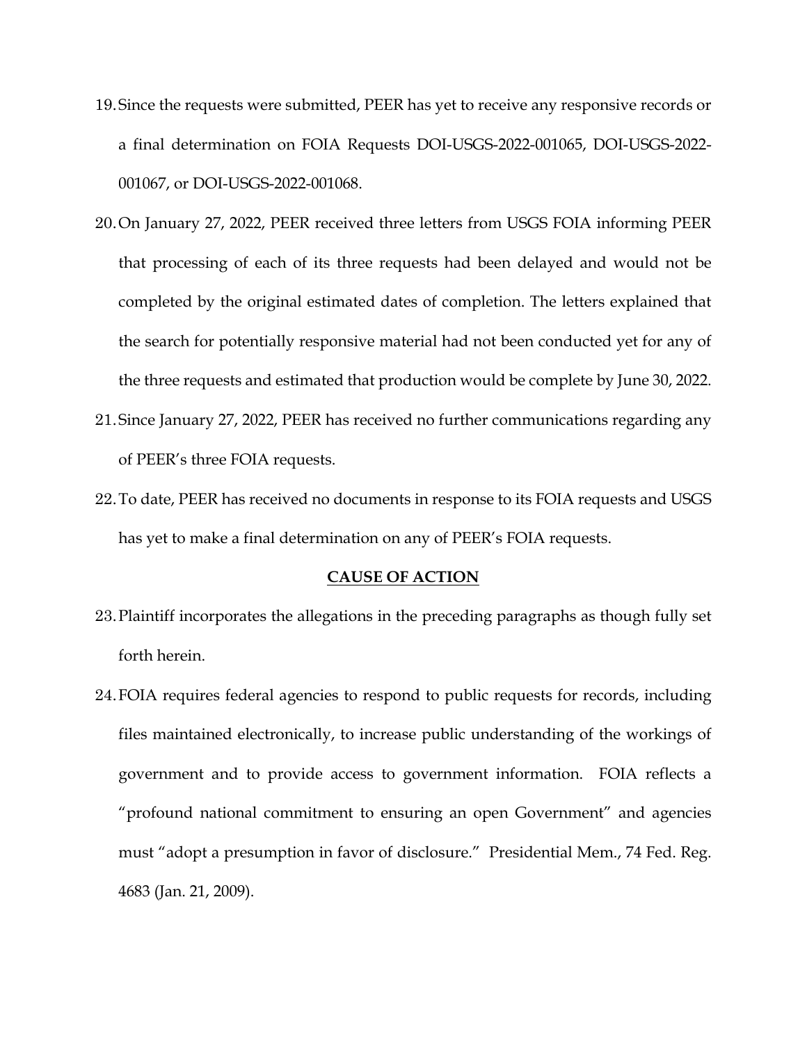19. Since the requests were submitted, PEER has yet to receive any responsive records or a final determination on FOIA Requests DOI-USGS-2022-001065, DOI-USGS-2022-001067, or DOI-USGS-2022-001068.

20. On January 27, 2022, PEER received three letters from USGS FOIA informing PEER that processing of each of its three requests had been delayed and would not be completed by the original estimated dates of completion. The letters explained that the search for potentially responsive material had not been conducted yet for any of the three requests and estimated that production would be complete by June 30, 2022.

21. Since January 27, 2022, PEER has received no further communications regarding any of PEER's three FOIA requests.

22. To date, PEER has received no documents in response to its FOIA requests and USGS has yet to make a final determination on any of PEER's FOIA requests.

## CAUSE OF ACTION

23. Plaintiff incorporates the allegations in the preceding paragraphs as though fully set forth herein.

24. FOIA requires federal agencies to respond to public requests for records, including files maintained electronically, to increase public understanding of the workings of government and to provide access to government information. FOIA reflects a "profound national commitment to ensuring an open Government" and agencies must "adopt a presumption in favor of disclosure." Presidential Mem., 74 Fed. Reg. 4683 (Jan. 21, 2009).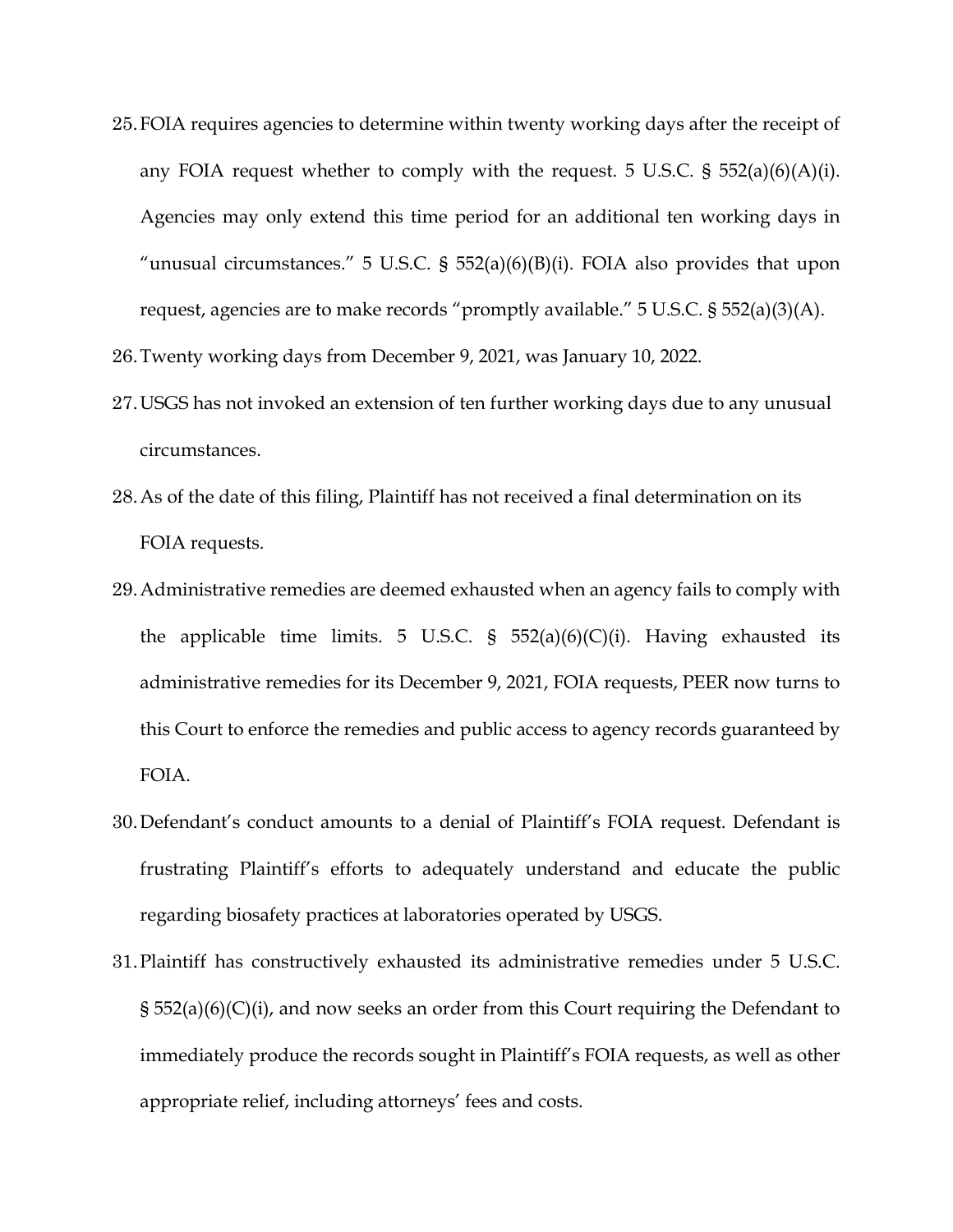25. FOIA requires agencies to determine within twenty working days after the receipt of any FOIA request whether to comply with the request. 5 U.S.C. § 552(a)(6)(A)(i). Agencies may only extend this time period for an additional ten working days in "unusual circumstances." 5 U.S.C. § 552(a)(6)(B)(i). FOIA also provides that upon request, agencies are to make records "promptly available." 5 U.S.C. § 552(a)(3)(A).
26. Twenty working days from December 9, 2021, was January 10, 2022.
27. USGS has not invoked an extension of ten further working days due to any unusual circumstances.
28. As of the date of this filing, Plaintiff has not received a final determination on its FOIA requests.
29. Administrative remedies are deemed exhausted when an agency fails to comply with the applicable time limits. 5 U.S.C. § 552(a)(6)(C)(i). Having exhausted its administrative remedies for its December 9, 2021, FOIA requests, PEER now turns to this Court to enforce the remedies and public access to agency records guaranteed by FOIA.
30. Defendant's conduct amounts to a denial of Plaintiff's FOIA request. Defendant is frustrating Plaintiff's efforts to adequately understand and educate the public regarding biosafety practices at laboratories operated by USGS.
31. Plaintiff has constructively exhausted its administrative remedies under 5 U.S.C. § 552(a)(6)(C)(i), and now seeks an order from this Court requiring the Defendant to immediately produce the records sought in Plaintiff's FOIA requests, as well as other appropriate relief, including attorneys' fees and costs.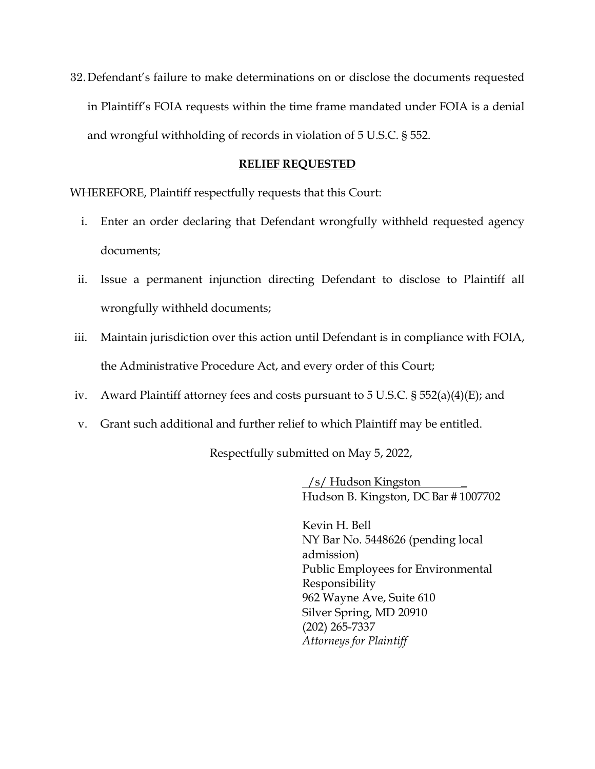32. Defendant's failure to make determinations on or disclose the documents requested in Plaintiff's FOIA requests within the time frame mandated under FOIA is a denial and wrongful withholding of records in violation of 5 U.S.C. § 552.

**RELIEF REQUESTED**

WHEREFORE, Plaintiff respectfully requests that this Court:

i. Enter an order declaring that Defendant wrongfully withheld requested agency documents;

ii. Issue a permanent injunction directing Defendant to disclose to Plaintiff all wrongfully withheld documents;

iii. Maintain jurisdiction over this action until Defendant is in compliance with FOIA, the Administrative Procedure Act, and every order of this Court;

iv. Award Plaintiff attorney fees and costs pursuant to 5 U.S.C. § 552(a)(4)(E); and

v. Grant such additional and further relief to which Plaintiff may be entitled.

Respectfully submitted on May 5, 2022,

/s/ Hudson Kingston
Hudson B. Kingston, DC Bar # 1007702

Kevin H. Bell
NY Bar No. 5448626 (pending local admission)
Public Employees for Environmental Responsibility
962 Wayne Ave, Suite 610
Silver Spring, MD 20910
(202) 265-7337
*Attorneys for Plaintiff*